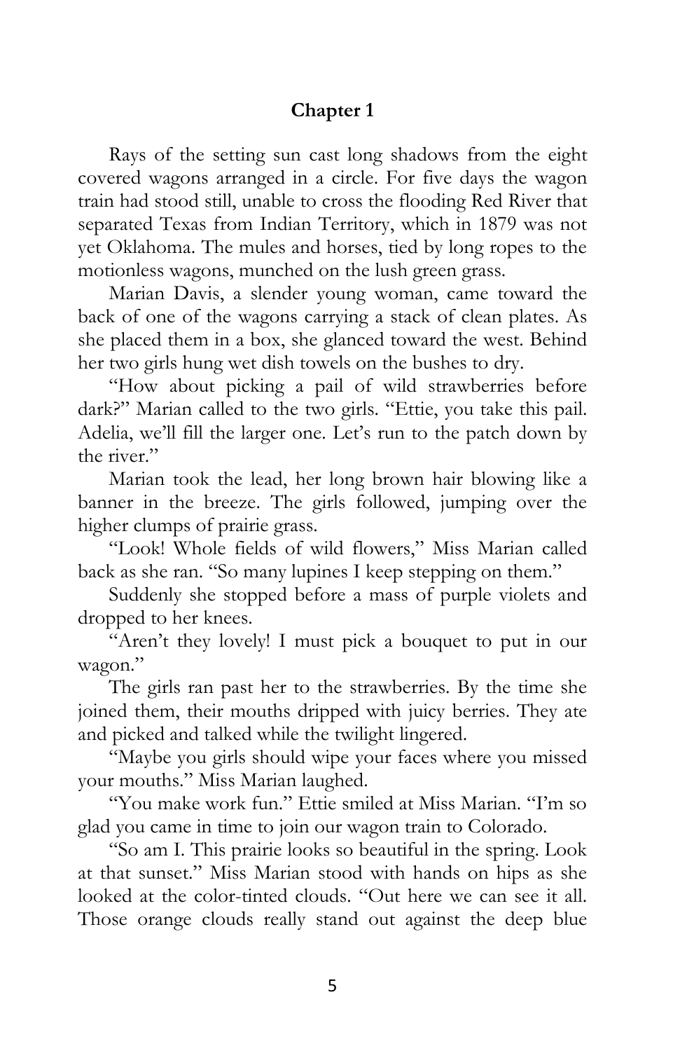## Chapter 1

Rays of the setting sun cast long shadows from the eight covered wagons arranged in a circle. For five days the wagon train had stood still, unable to cross the flooding Red River that separated Texas from Indian Territory, which in 1879 was not yet Oklahoma. The mules and horses, tied by long ropes to the motionless wagons, munched on the lush green grass.

Marian Davis, a slender young woman, came toward the back of one of the wagons carrying a stack of clean plates. As she placed them in a box, she glanced toward the west. Behind her two girls hung wet dish towels on the bushes to dry.

"How about picking a pail of wild strawberries before dark?" Marian called to the two girls. "Ettie, you take this pail. Adelia, we'll fill the larger one. Let's run to the patch down by the river."

Marian took the lead, her long brown hair blowing like a banner in the breeze. The girls followed, jumping over the higher clumps of prairie grass.

"Look! Whole fields of wild flowers," Miss Marian called back as she ran. "So many lupines I keep stepping on them."

Suddenly she stopped before a mass of purple violets and dropped to her knees.

"Aren't they lovely! I must pick a bouquet to put in our wagon."

The girls ran past her to the strawberries. By the time she joined them, their mouths dripped with juicy berries. They ate and picked and talked while the twilight lingered.

"Maybe you girls should wipe your faces where you missed your mouths." Miss Marian laughed.

"You make work fun." Ettie smiled at Miss Marian. "I'm so glad you came in time to join our wagon train to Colorado.

"So am I. This prairie looks so beautiful in the spring. Look at that sunset." Miss Marian stood with hands on hips as she looked at the color-tinted clouds. "Out here we can see it all. Those orange clouds really stand out against the deep blue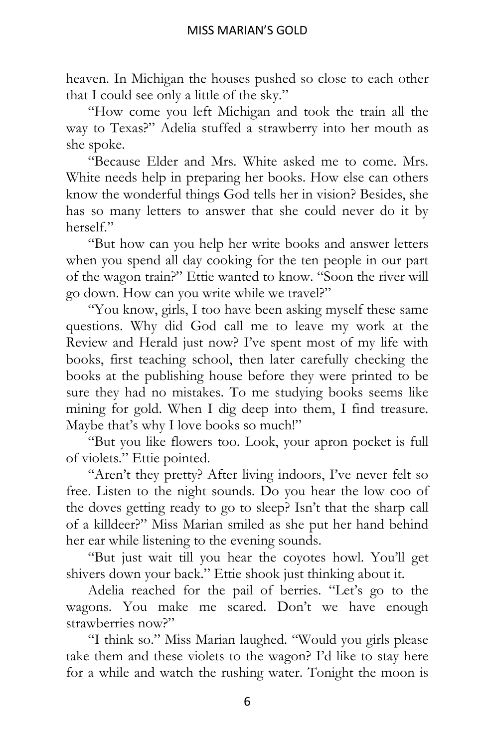heaven. In Michigan the houses pushed so close to each other that I could see only a little of the sky."

"How come you left Michigan and took the train all the way to Texas?" Adelia stuffed a strawberry into her mouth as she spoke.

"Because Elder and Mrs. White asked me to come. Mrs. White needs help in preparing her books. How else can others know the wonderful things God tells her in vision? Besides, she has so many letters to answer that she could never do it by herself."

"But how can you help her write books and answer letters when you spend all day cooking for the ten people in our part of the wagon train?" Ettie wanted to know. "Soon the river will go down. How can you write while we travel?"

"You know, girls, I too have been asking myself these same questions. Why did God call me to leave my work at the Review and Herald just now? I've spent most of my life with books, first teaching school, then later carefully checking the books at the publishing house before they were printed to be sure they had no mistakes. To me studying books seems like mining for gold. When I dig deep into them, I find treasure. Maybe that's why I love books so much!"

"But you like flowers too. Look, your apron pocket is full of violets." Ettie pointed.

"Aren't they pretty? After living indoors, I've never felt so free. Listen to the night sounds. Do you hear the low coo of the doves getting ready to go to sleep? Isn't that the sharp call of a killdeer?" Miss Marian smiled as she put her hand behind her ear while listening to the evening sounds.

"But just wait till you hear the coyotes howl. You'll get shivers down your back." Ettie shook just thinking about it.

Adelia reached for the pail of berries. "Let's go to the wagons. You make me scared. Don't we have enough strawberries now?"

"I think so." Miss Marian laughed. "Would you girls please take them and these violets to the wagon? I'd like to stay here for a while and watch the rushing water. Tonight the moon is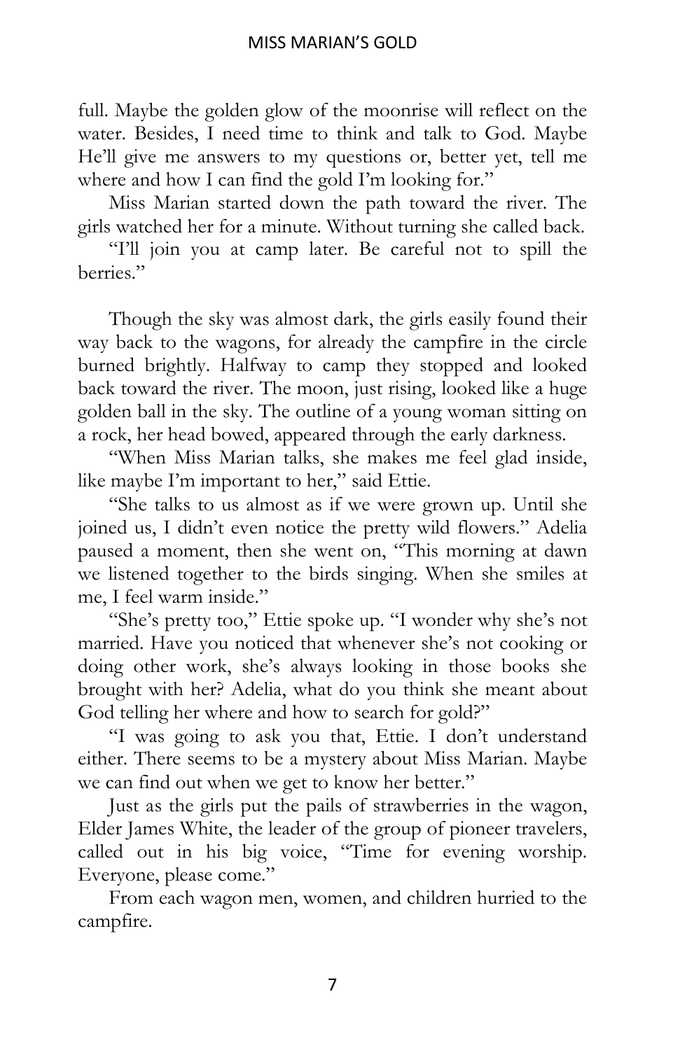full. Maybe the golden glow of the moonrise will reflect on the water. Besides, I need time to think and talk to God. Maybe He'll give me answers to my questions or, better yet, tell me where and how I can find the gold I'm looking for."

Miss Marian started down the path toward the river. The girls watched her for a minute. Without turning she called back.

"I'll join you at camp later. Be careful not to spill the berries."

Though the sky was almost dark, the girls easily found their way back to the wagons, for already the campfire in the circle burned brightly. Halfway to camp they stopped and looked back toward the river. The moon, just rising, looked like a huge golden ball in the sky. The outline of a young woman sitting on a rock, her head bowed, appeared through the early darkness.

"When Miss Marian talks, she makes me feel glad inside, like maybe I'm important to her," said Ettie.

"She talks to us almost as if we were grown up. Until she joined us, I didn't even notice the pretty wild flowers." Adelia paused a moment, then she went on, "This morning at dawn we listened together to the birds singing. When she smiles at me, I feel warm inside."

"She's pretty too," Ettie spoke up. "I wonder why she's not married. Have you noticed that whenever she's not cooking or doing other work, she's always looking in those books she brought with her? Adelia, what do you think she meant about God telling her where and how to search for gold?"

"I was going to ask you that, Ettie. I don't understand either. There seems to be a mystery about Miss Marian. Maybe we can find out when we get to know her better."

Just as the girls put the pails of strawberries in the wagon, Elder James White, the leader of the group of pioneer travelers, called out in his big voice, "Time for evening worship. Everyone, please come."

From each wagon men, women, and children hurried to the campfire.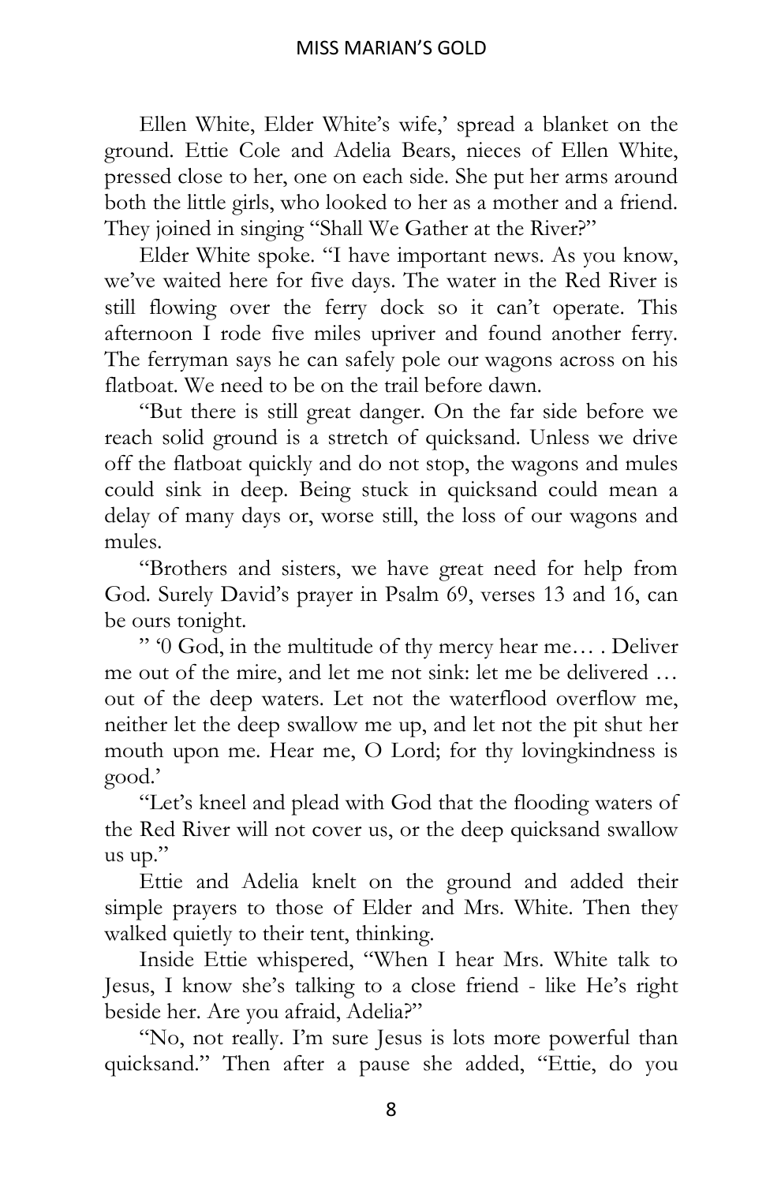Ellen White, Elder White's wife,' spread a blanket on the ground. Ettie Cole and Adelia Bears, nieces of Ellen White, pressed close to her, one on each side. She put her arms around both the little girls, who looked to her as a mother and a friend. They joined in singing "Shall We Gather at the River?"

Elder White spoke. "I have important news. As you know, we've waited here for five days. The water in the Red River is still flowing over the ferry dock so it can't operate. This afternoon I rode five miles upriver and found another ferry. The ferryman says he can safely pole our wagons across on his flatboat. We need to be on the trail before dawn.

"But there is still great danger. On the far side before we reach solid ground is a stretch of quicksand. Unless we drive off the flatboat quickly and do not stop, the wagons and mules could sink in deep. Being stuck in quicksand could mean a delay of many days or, worse still, the loss of our wagons and mules.

"Brothers and sisters, we have great need for help from God. Surely David's prayer in Psalm 69, verses 13 and 16, can be ours tonight.

" '0 God, in the multitude of thy mercy hear me… . Deliver me out of the mire, and let me not sink: let me be delivered … out of the deep waters. Let not the waterflood overflow me, neither let the deep swallow me up, and let not the pit shut her mouth upon me. Hear me, O Lord; for thy lovingkindness is good.'

"Let's kneel and plead with God that the flooding waters of the Red River will not cover us, or the deep quicksand swallow us up."

Ettie and Adelia knelt on the ground and added their simple prayers to those of Elder and Mrs. White. Then they walked quietly to their tent, thinking.

Inside Ettie whispered, "When I hear Mrs. White talk to Jesus, I know she's talking to a close friend - like He's right beside her. Are you afraid, Adelia?"

"No, not really. I'm sure Jesus is lots more powerful than quicksand." Then after a pause she added, "Ettie, do you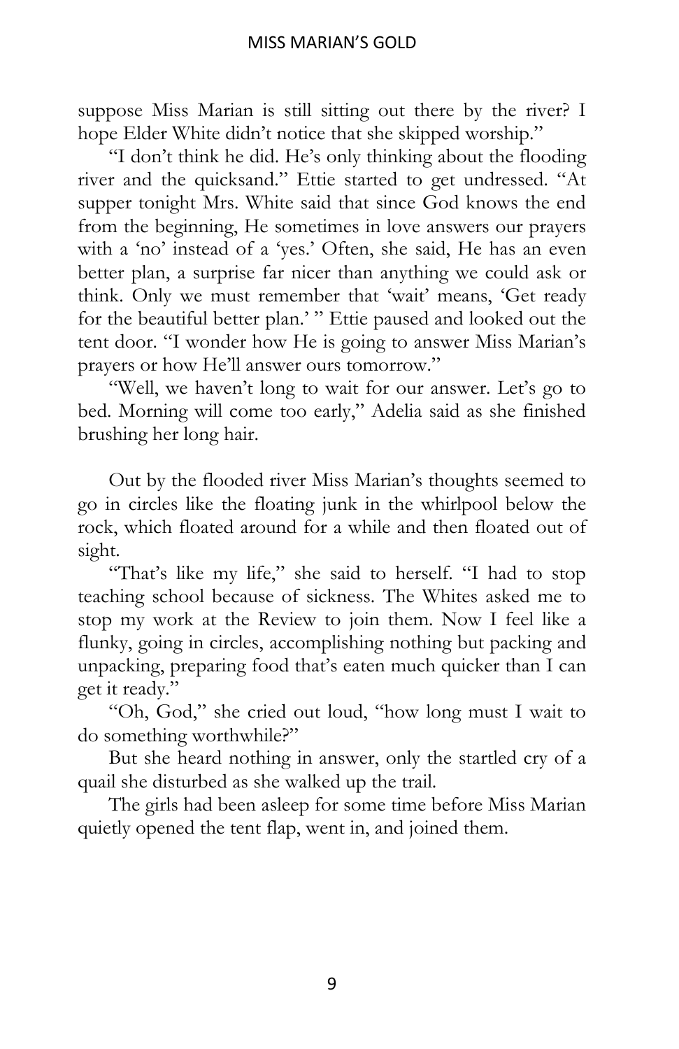suppose Miss Marian is still sitting out there by the river? I hope Elder White didn't notice that she skipped worship."

"I don't think he did. He's only thinking about the flooding river and the quicksand." Ettie started to get undressed. "At supper tonight Mrs. White said that since God knows the end from the beginning, He sometimes in love answers our prayers with a 'no' instead of a 'yes.' Often, she said, He has an even better plan, a surprise far nicer than anything we could ask or think. Only we must remember that 'wait' means, 'Get ready for the beautiful better plan.' " Ettie paused and looked out the tent door. "I wonder how He is going to answer Miss Marian's prayers or how He'll answer ours tomorrow."

"Well, we haven't long to wait for our answer. Let's go to bed. Morning will come too early," Adelia said as she finished brushing her long hair.

Out by the flooded river Miss Marian's thoughts seemed to go in circles like the floating junk in the whirlpool below the rock, which floated around for a while and then floated out of sight.

"That's like my life," she said to herself. "I had to stop teaching school because of sickness. The Whites asked me to stop my work at the Review to join them. Now I feel like a flunky, going in circles, accomplishing nothing but packing and unpacking, preparing food that's eaten much quicker than I can get it ready."

"Oh, God," she cried out loud, "how long must I wait to do something worthwhile?"

But she heard nothing in answer, only the startled cry of a quail she disturbed as she walked up the trail.

The girls had been asleep for some time before Miss Marian quietly opened the tent flap, went in, and joined them.